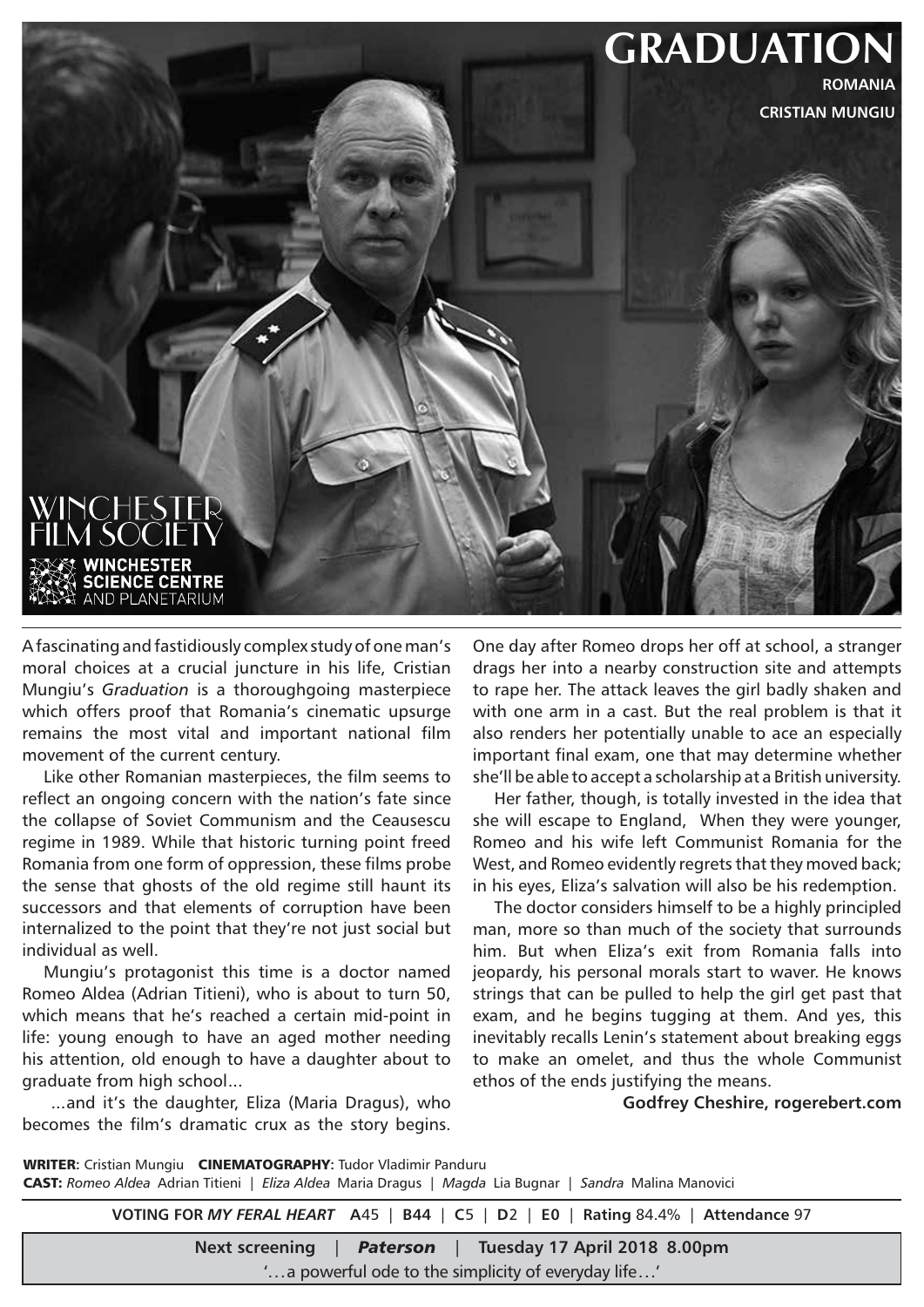# GRADUATION

**ROMANIA**

**CRISTIAN MUNGIU**

WINCHESTER FILM SOCIETY

WINCHESTER SCIENCE CENTRE AND PLANETARIUM

A fascinating and fastidiously complex study of one man's moral choices at a crucial juncture in his life, Cristian Mungiu's *Graduation* is a thoroughgoing masterpiece which offers proof that Romania's cinematic upsurge remains the most vital and important national film movement of the current century.

Like other Romanian masterpieces, the film seems to reflect an ongoing concern with the nation's fate since the collapse of Soviet Communism and the Ceausescu regime in 1989. While that historic turning point freed Romania from one form of oppression, these films probe the sense that ghosts of the old regime still haunt its successors and that elements of corruption have been internalized to the point that they're not just social but individual as well.

Mungiu's protagonist this time is a doctor named Romeo Aldea (Adrian Titieni), who is about to turn 50, which means that he's reached a certain mid-point in life: young enough to have an aged mother needing his attention, old enough to have a daughter about to graduate from high school...

...and it's the daughter, Eliza (Maria Dragus), who becomes the film's dramatic crux as the story begins. One day after Romeo drops her off at school, a stranger drags her into a nearby construction site and attempts to rape her. The attack leaves the girl badly shaken and with one arm in a cast. But the real problem is that it also renders her potentially unable to ace an especially important final exam, one that may determine whether she'll be able to accept a scholarship at a British university.

Her father, though, is totally invested in the idea that she will escape to England, When they were younger, Romeo and his wife left Communist Romania for the West, and Romeo evidently regrets that they moved back; in his eyes, Eliza's salvation will also be his redemption.

The doctor considers himself to be a highly principled man, more so than much of the society that surrounds him. But when Eliza's exit from Romania falls into jeopardy, his personal morals start to waver. He knows strings that can be pulled to help the girl get past that exam, and he begins tugging at them. And yes, this inevitably recalls Lenin's statement about breaking eggs to make an omelet, and thus the whole Communist ethos of the ends justifying the means.

**Godfrey Cheshire, rogerebert.com**

**WRITER:** Cristian Mungiu **CINEMATOGRAPHY:** Tudor Vladimir Panduru
**CAST:** *Romeo Aldea* Adrian Titieni | *Eliza Aldea* Maria Dragus | *Magda* Lia Bugnar | *Sandra* Malina Manovici

**VOTING FOR *MY FERAL HEART*** **A**45 | **B44** | **C**5 | **D**2 | **E0** | **Rating** 84.4% | **Attendance** 97

**Next screening** | ***Paterson*** | **Tuesday 17 April 2018 8.00pm**

'…a powerful ode to the simplicity of everyday life…'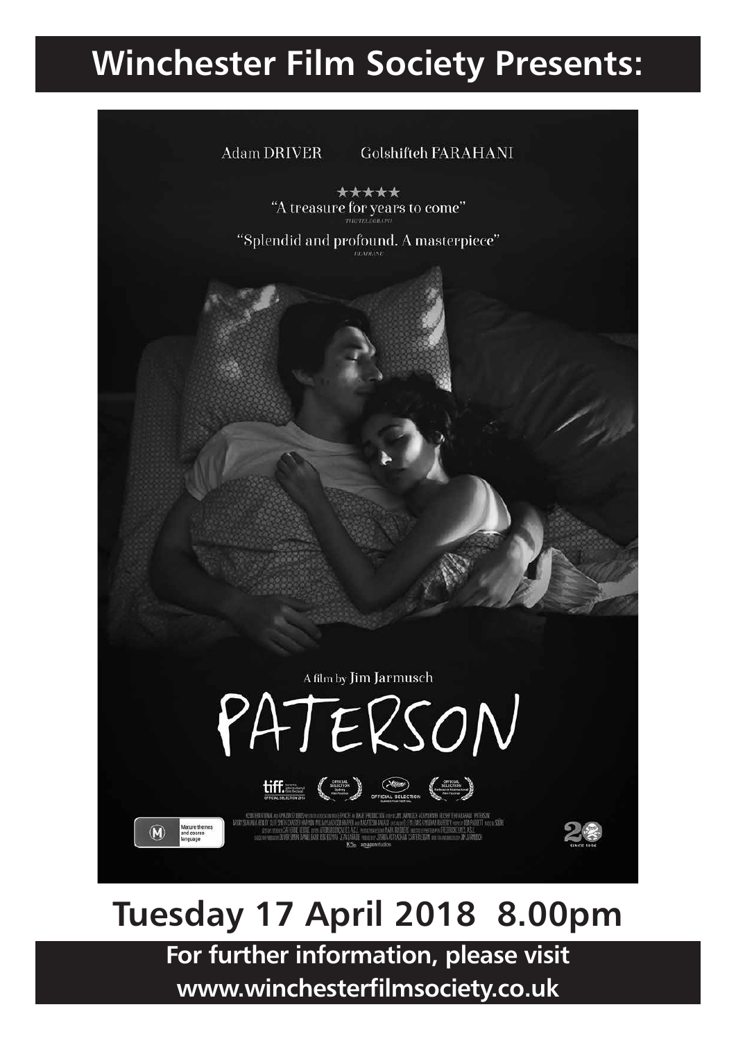# Winchester Film Society Presents:

Adam DRIVER Golshifteh FARAHANI

★★★★★
"A treasure for years to come"
THE TELEGRAPH

"Splendid and profound. A masterpiece"
DEADLINE

A film by Jim Jarmusch

PATERSON

## Tuesday 17 April 2018 8.00pm

**For further information, please visit www.winchesterfilmsociety.co.uk**